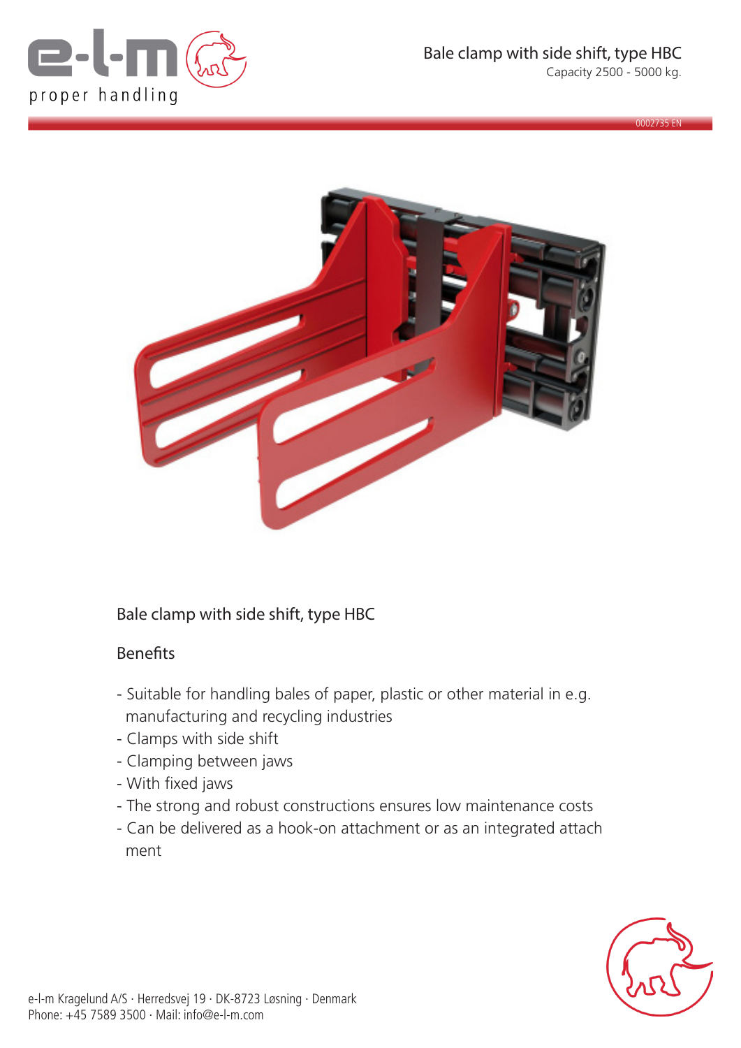e-l-m

proper handling

# Bale clamp with side shift, type HBC

Capacity 2500 - 5000 kg.

0002735 EN

## Bale clamp with side shift, type HBC

### Benefits

- Suitable for handling bales of paper, plastic or other material in e.g. manufacturing and recycling industries
- Clamps with side shift
- Clamping between jaws
- With fixed jaws
- The strong and robust constructions ensures low maintenance costs
- Can be delivered as a hook-on attachment or as an integrated attach ment

e-l-m Kragelund A/S · Herredsvej 19 · DK-8723 Løsning · Denmark
Phone: +45 7589 3500 · Mail: info@e-l-m.com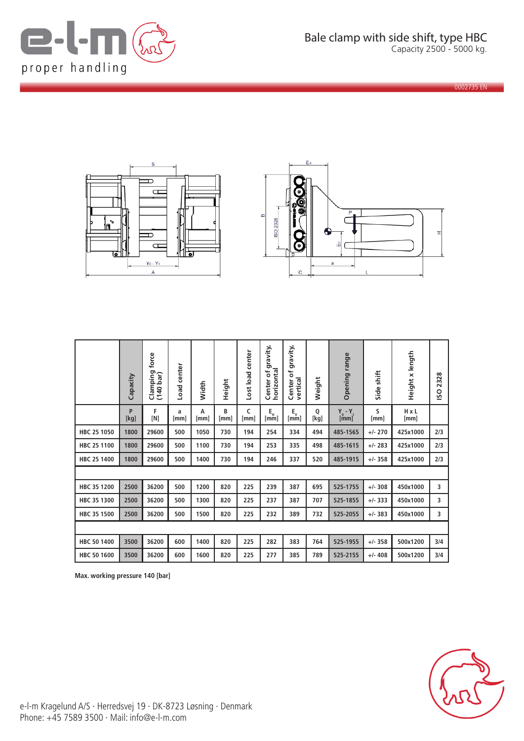e-l-m

proper handling

# Bale clamp with side shift, type HBC

Capacity 2500 - 5000 kg.

0002735 EN

S

$Y_0 - Y_1$

A

$E_H$

B

ISO 2328

P

H

$E_V$

a

C

L

| | Capacity | Clamping force (140 bar) | Load center | Width | Height | Lost load center | Center of gravity, horizontal | Center of gravity, vertical | Weight | Opening range | Side shift | Height x length | ISO 2328 |
|---|---|---|---|---|---|---|---|---|---|---|---|---|---|
| | P [kg] | F [N] | a [mm] | A [mm] | B [mm] | C [mm] | $E_H$ [mm] | $E_V$ [mm] | Q [kg] | $Y_0 - Y_1$ [mm] | S [mm] | H x L [mm] | |
| HBC 25 1050 | 1800 | 29600 | 500 | 1050 | 730 | 194 | 254 | 334 | 494 | 485-1565 | +/- 270 | 425x1000 | 2/3 |
| HBC 25 1100 | 1800 | 29600 | 500 | 1100 | 730 | 194 | 253 | 335 | 498 | 485-1615 | +/- 283 | 425x1000 | 2/3 |
| HBC 25 1400 | 1800 | 29600 | 500 | 1400 | 730 | 194 | 246 | 337 | 520 | 485-1915 | +/- 358 | 425x1000 | 2/3 |
| | | | | | | | | | | | | | |
| HBC 35 1200 | 2500 | 36200 | 500 | 1200 | 820 | 225 | 239 | 387 | 695 | 525-1755 | +/- 308 | 450x1000 | 3 |
| HBC 35 1300 | 2500 | 36200 | 500 | 1300 | 820 | 225 | 237 | 387 | 707 | 525-1855 | +/- 333 | 450x1000 | 3 |
| HBC 35 1500 | 2500 | 36200 | 500 | 1500 | 820 | 225 | 232 | 389 | 732 | 525-2055 | +/- 383 | 450x1000 | 3 |
| | | | | | | | | | | | | | |
| HBC 50 1400 | 3500 | 36200 | 600 | 1400 | 820 | 225 | 282 | 383 | 764 | 525-1955 | +/- 358 | 500x1200 | 3/4 |
| HBC 50 1600 | 3500 | 36200 | 600 | 1600 | 820 | 225 | 277 | 385 | 789 | 525-2155 | +/- 408 | 500x1200 | 3/4 |

**Max. working pressure 140 [bar]**

e-l-m Kragelund A/S · Herredsvej 19 · DK-8723 Løsning · Denmark
Phone: +45 7589 3500 · Mail: info@e-l-m.com